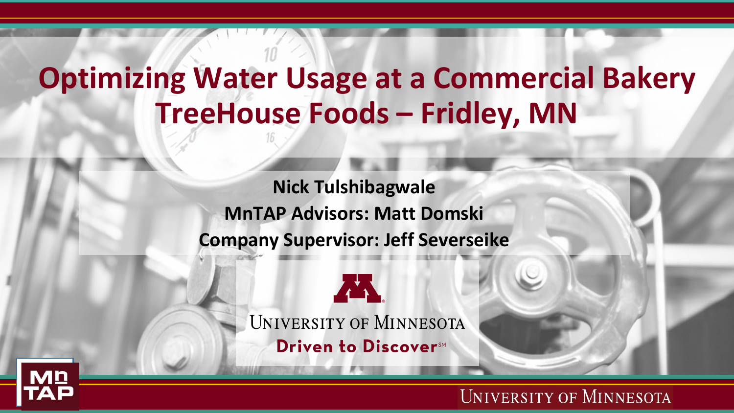# Optimizing Water Usage at a Commercial Bakery
# TreeHouse Foods – Fridley, MN

**Nick Tulshibagwale**

**MnTAP Advisors: Matt Domski**

**Company Supervisor: Jeff Severseike**

University of Minnesota

Driven to Discover℠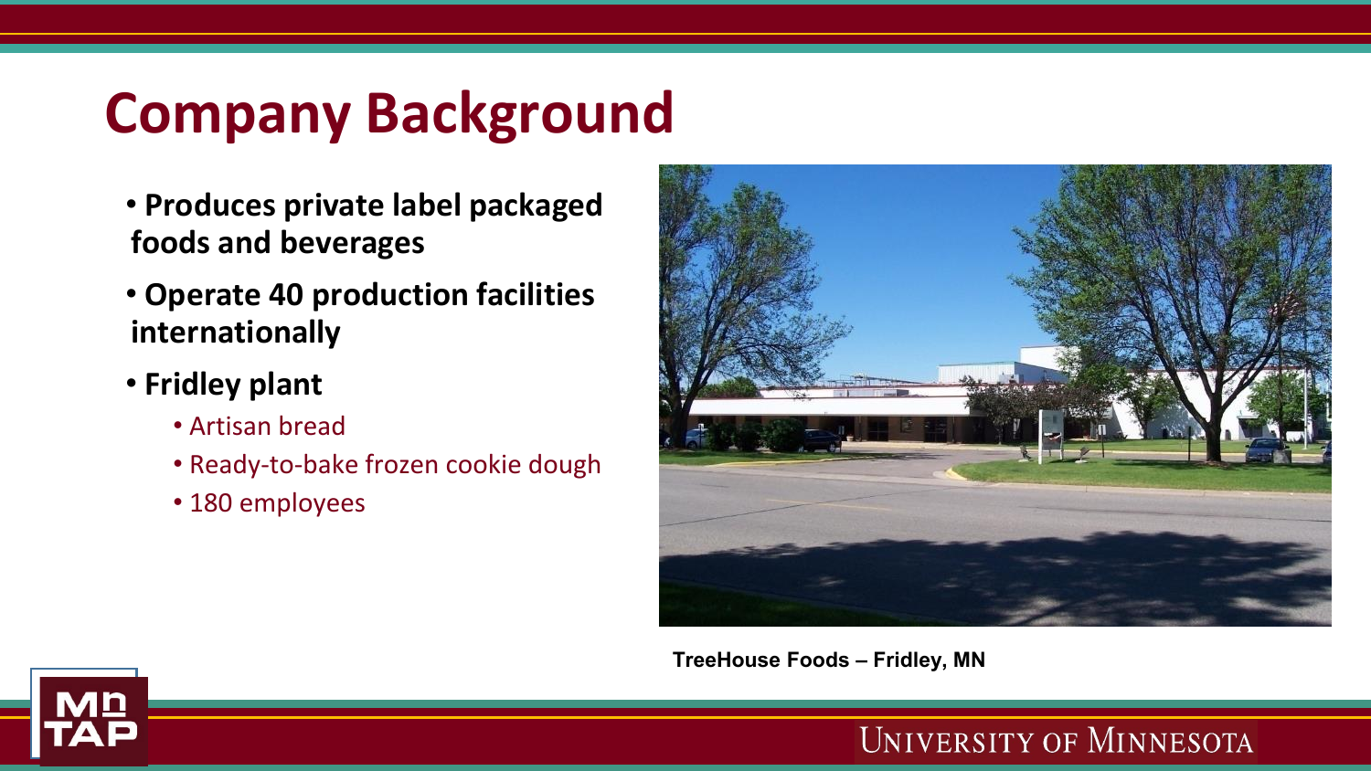# Company Background

- **Produces private label packaged foods and beverages**
- **Operate 40 production facilities internationally**
- **Fridley plant**
  - Artisan bread
  - Ready-to-bake frozen cookie dough
  - 180 employees

**TreeHouse Foods – Fridley, MN**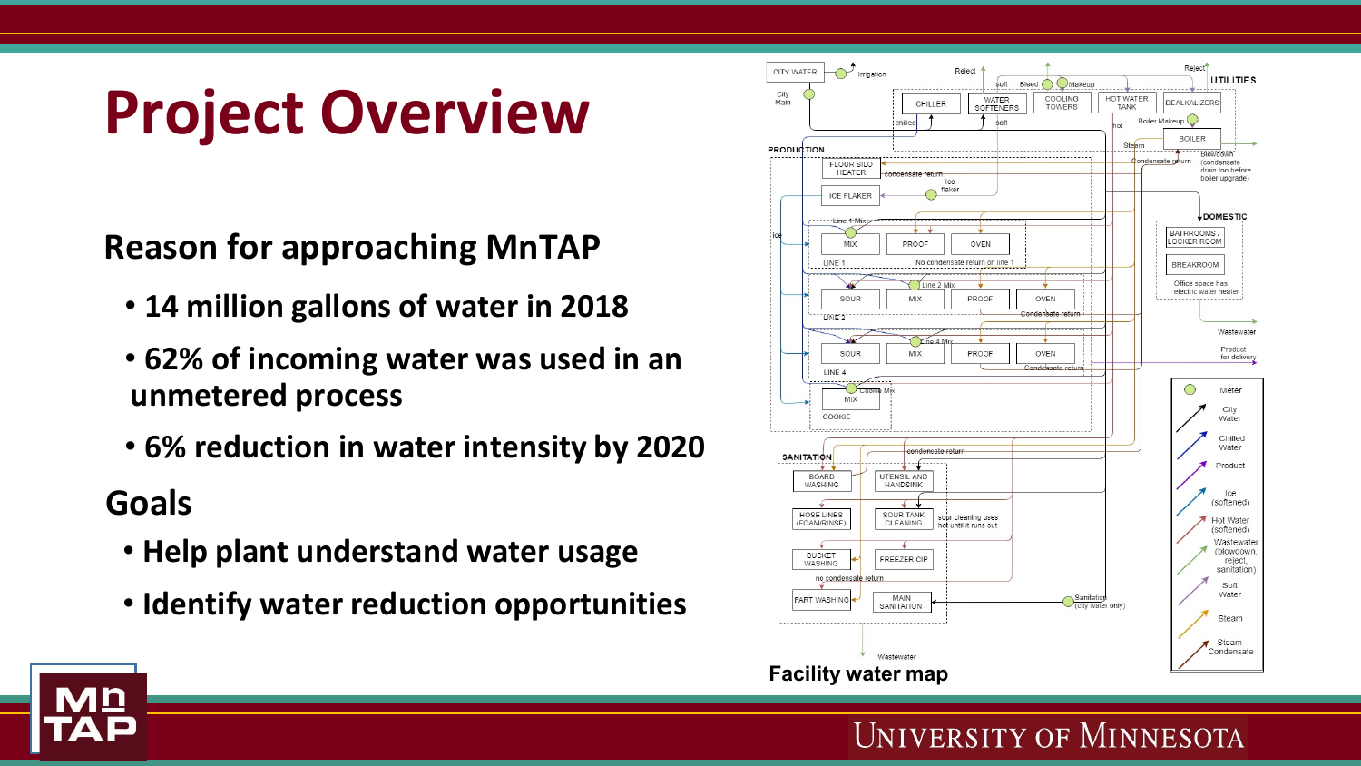# Project Overview

## Reason for approaching MnTAP

- **14 million gallons of water in 2018**
- **62% of incoming water was used in an unmetered process**
- **6% reduction in water intensity by 2020**

## Goals

- **Help plant understand water usage**
- **Identify water reduction opportunities**

**Facility water map**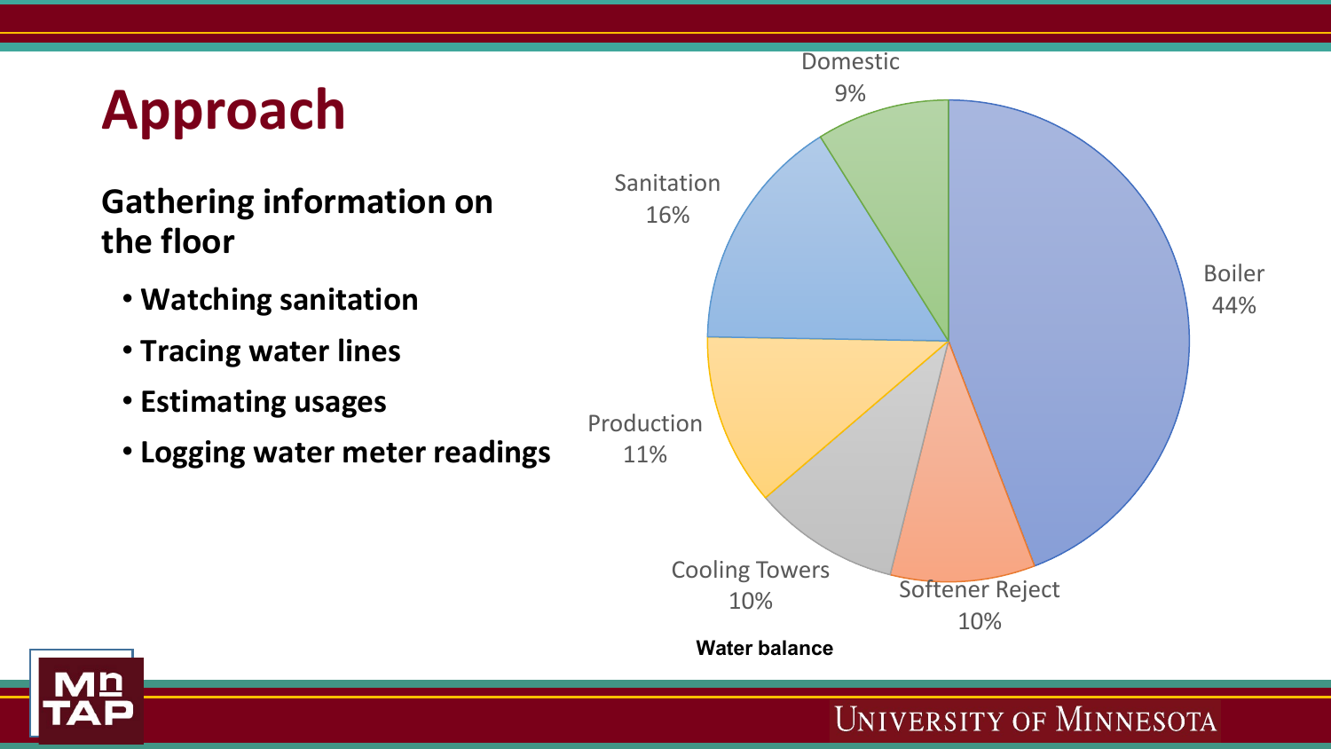# Approach

## Gathering information on the floor

- Watching sanitation
- Tracing water lines
- Estimating usages
- Logging water meter readings

| Category | Share |
| --- | --- |
| Boiler | 44% |
| Softener Reject | 10% |
| Cooling Towers | 10% |
| Production | 11% |
| Sanitation | 16% |
| Domestic | 9% |

**Water balance**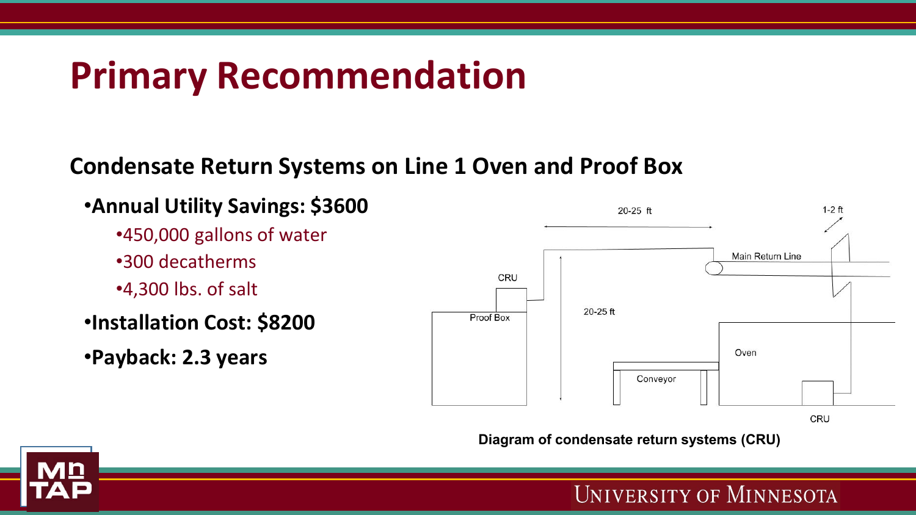# Primary Recommendation

## Condensate Return Systems on Line 1 Oven and Proof Box

- **Annual Utility Savings: $3600**
  - 450,000 gallons of water
  - 300 decatherms
  - 4,300 lbs. of salt
- **Installation Cost: $8200**
- **Payback: 2.3 years**

**Diagram of condensate return systems (CRU)**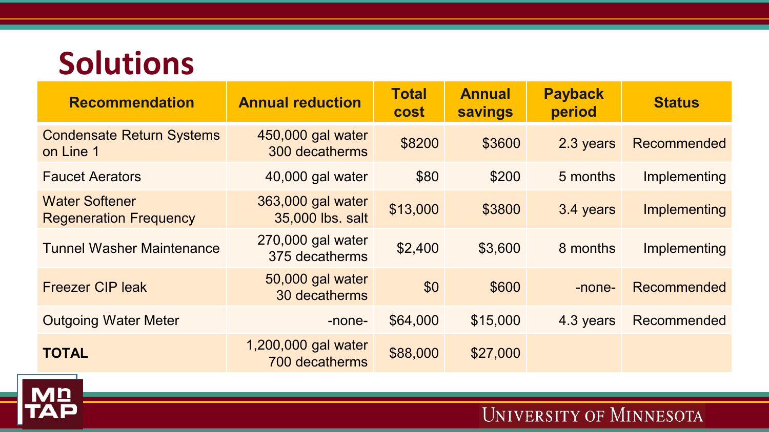# Solutions

| Recommendation | Annual reduction | Total cost | Annual savings | Payback period | Status |
|---|---|---|---|---|---|
| Condensate Return Systems on Line 1 | 450,000 gal water 300 decatherms | $8200 | $3600 | 2.3 years | Recommended |
| Faucet Aerators | 40,000 gal water | $80 | $200 | 5 months | Implementing |
| Water Softener Regeneration Frequency | 363,000 gal water 35,000 lbs. salt | $13,000 | $3800 | 3.4 years | Implementing |
| Tunnel Washer Maintenance | 270,000 gal water 375 decatherms | $2,400 | $3,600 | 8 months | Implementing |
| Freezer CIP leak | 50,000 gal water 30 decatherms | $0 | $600 | -none- | Recommended |
| Outgoing Water Meter | -none- | $64,000 | $15,000 | 4.3 years | Recommended |
| **TOTAL** | 1,200,000 gal water 700 decatherms | $88,000 | $27,000 | | |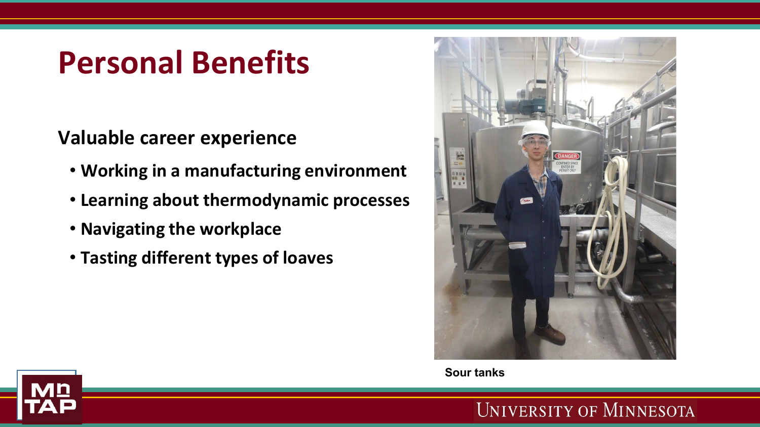# Personal Benefits

**Valuable career experience**

- **Working in a manufacturing environment**
- **Learning about thermodynamic processes**
- **Navigating the workplace**
- **Tasting different types of loaves**

**Sour tanks**